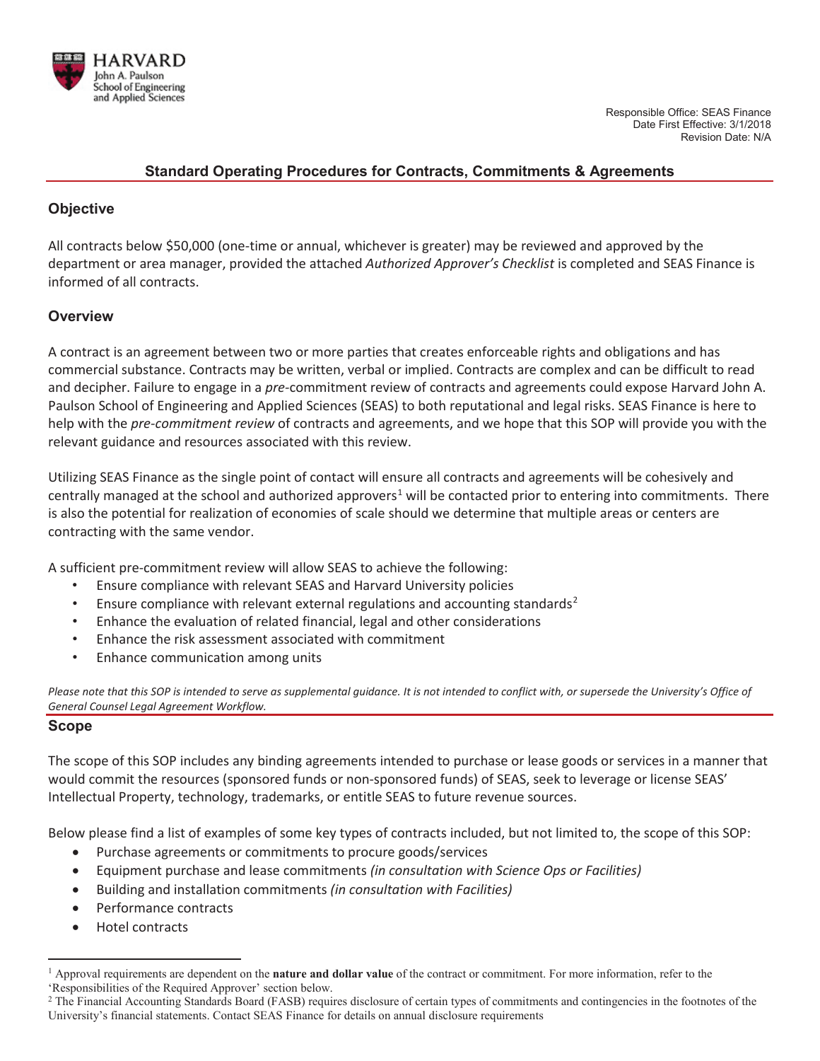Responsible Office: SEAS Finance
Date First Effective: 3/1/2018
Revision Date: N/A

# Standard Operating Procedures for Contracts, Commitments & Agreements

## Objective

All contracts below $50,000 (one-time or annual, whichever is greater) may be reviewed and approved by the department or area manager, provided the attached *Authorized Approver's Checklist* is completed and SEAS Finance is informed of all contracts.

## Overview

A contract is an agreement between two or more parties that creates enforceable rights and obligations and has commercial substance. Contracts may be written, verbal or implied. Contracts are complex and can be difficult to read and decipher. Failure to engage in a *pre*-commitment review of contracts and agreements could expose Harvard John A. Paulson School of Engineering and Applied Sciences (SEAS) to both reputational and legal risks. SEAS Finance is here to help with the *pre-commitment review* of contracts and agreements, and we hope that this SOP will provide you with the relevant guidance and resources associated with this review.

Utilizing SEAS Finance as the single point of contact will ensure all contracts and agreements will be cohesively and centrally managed at the school and authorized approvers[1] will be contacted prior to entering into commitments. There is also the potential for realization of economies of scale should we determine that multiple areas or centers are contracting with the same vendor.

A sufficient pre-commitment review will allow SEAS to achieve the following:

- Ensure compliance with relevant SEAS and Harvard University policies
- Ensure compliance with relevant external regulations and accounting standards[2]
- Enhance the evaluation of related financial, legal and other considerations
- Enhance the risk assessment associated with commitment
- Enhance communication among units

*Please note that this SOP is intended to serve as supplemental guidance. It is not intended to conflict with, or supersede the University's Office of General Counsel Legal Agreement Workflow.*

## Scope

The scope of this SOP includes any binding agreements intended to purchase or lease goods or services in a manner that would commit the resources (sponsored funds or non-sponsored funds) of SEAS, seek to leverage or license SEAS' Intellectual Property, technology, trademarks, or entitle SEAS to future revenue sources.

Below please find a list of examples of some key types of contracts included, but not limited to, the scope of this SOP:

- Purchase agreements or commitments to procure goods/services
- Equipment purchase and lease commitments *(in consultation with Science Ops or Facilities)*
- Building and installation commitments *(in consultation with Facilities)*
- Performance contracts
- Hotel contracts

---

[1] Approval requirements are dependent on the **nature and dollar value** of the contract or commitment. For more information, refer to the 'Responsibilities of the Required Approver' section below.

[2] The Financial Accounting Standards Board (FASB) requires disclosure of certain types of commitments and contingencies in the footnotes of the University's financial statements. Contact SEAS Finance for details on annual disclosure requirements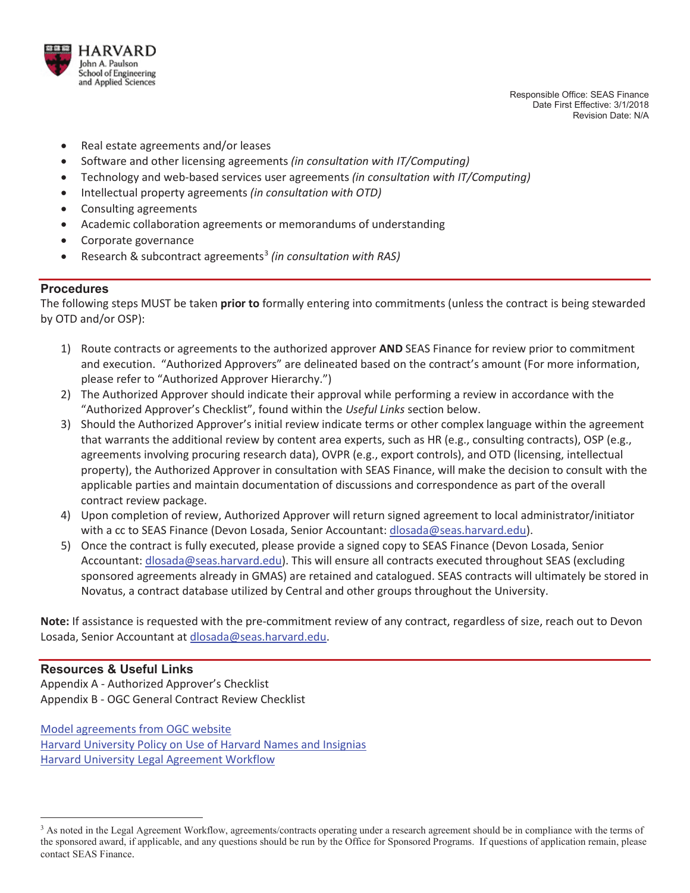- Real estate agreements and/or leases
- Software and other licensing agreements *(in consultation with IT/Computing)*
- Technology and web-based services user agreements *(in consultation with IT/Computing)*
- Intellectual property agreements *(in consultation with OTD)*
- Consulting agreements
- Academic collaboration agreements or memorandums of understanding
- Corporate governance
- Research & subcontract agreements[3] *(in consultation with RAS)*

## Procedures

The following steps MUST be taken **prior to** formally entering into commitments (unless the contract is being stewarded by OTD and/or OSP):

1) Route contracts or agreements to the authorized approver **AND** SEAS Finance for review prior to commitment and execution. "Authorized Approvers" are delineated based on the contract's amount (For more information, please refer to "Authorized Approver Hierarchy.")
2) The Authorized Approver should indicate their approval while performing a review in accordance with the "Authorized Approver's Checklist", found within the *Useful Links* section below.
3) Should the Authorized Approver's initial review indicate terms or other complex language within the agreement that warrants the additional review by content area experts, such as HR (e.g., consulting contracts), OSP (e.g., agreements involving procuring research data), OVPR (e.g., export controls), and OTD (licensing, intellectual property), the Authorized Approver in consultation with SEAS Finance, will make the decision to consult with the applicable parties and maintain documentation of discussions and correspondence as part of the overall contract review package.
4) Upon completion of review, Authorized Approver will return signed agreement to local administrator/initiator with a cc to SEAS Finance (Devon Losada, Senior Accountant: dlosada@seas.harvard.edu).
5) Once the contract is fully executed, please provide a signed copy to SEAS Finance (Devon Losada, Senior Accountant: dlosada@seas.harvard.edu). This will ensure all contracts executed throughout SEAS (excluding sponsored agreements already in GMAS) are retained and catalogued. SEAS contracts will ultimately be stored in Novatus, a contract database utilized by Central and other groups throughout the University.

**Note:** If assistance is requested with the pre-commitment review of any contract, regardless of size, reach out to Devon Losada, Senior Accountant at dlosada@seas.harvard.edu.

## Resources & Useful Links

Appendix A - Authorized Approver's Checklist
Appendix B - OGC General Contract Review Checklist

Model agreements from OGC website
Harvard University Policy on Use of Harvard Names and Insignias
Harvard University Legal Agreement Workflow

---

[3] As noted in the Legal Agreement Workflow, agreements/contracts operating under a research agreement should be in compliance with the terms of the sponsored award, if applicable, and any questions should be run by the Office for Sponsored Programs. If questions of application remain, please contact SEAS Finance.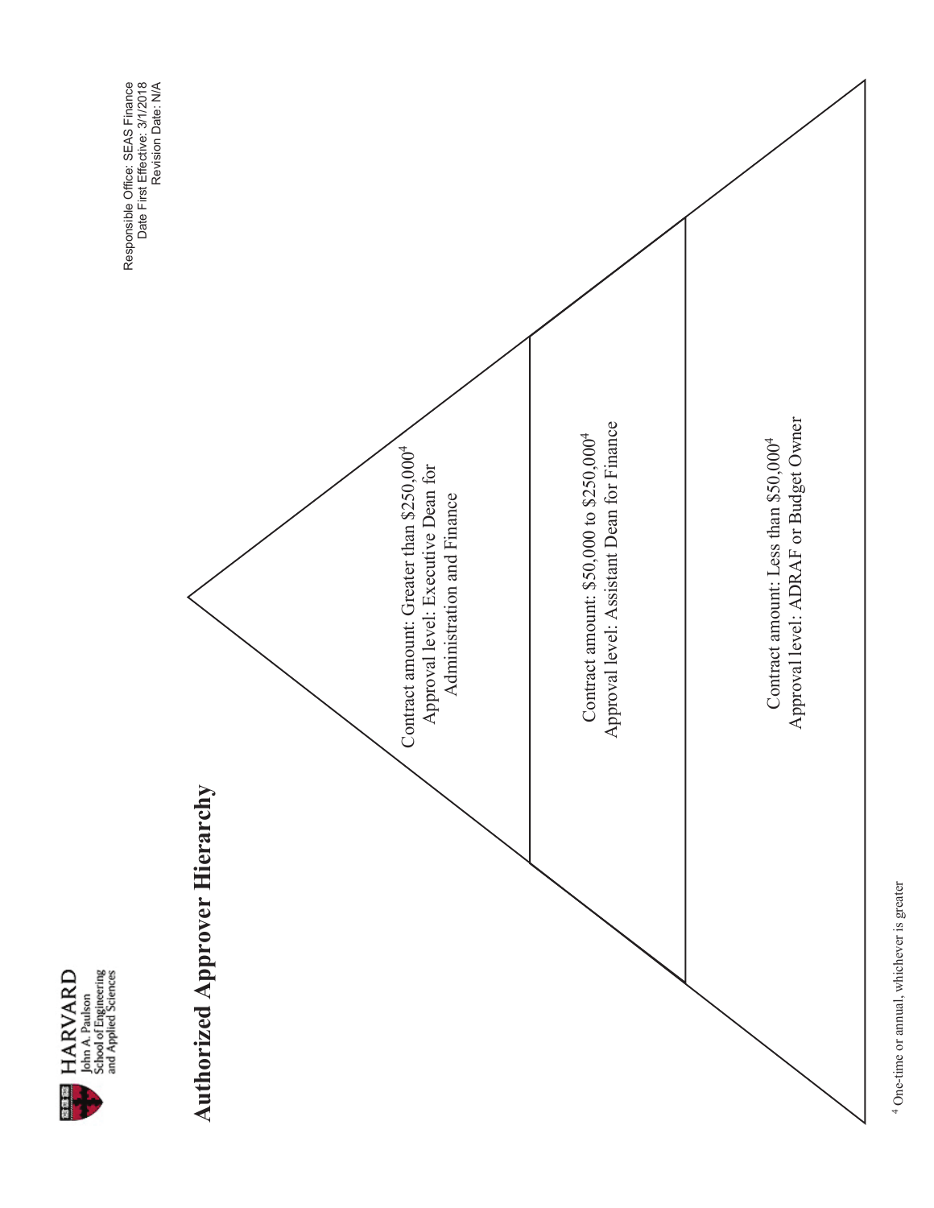HARVARD John A. Paulson School of Engineering and Applied Sciences

Responsible Office: SEAS Finance
Date First Effective: 3/1/2018
Revision Date: N/A

# Authorized Approver Hierarchy

Contract amount: Greater than $250,000[4]
Approval level: Executive Dean for Administration and Finance

Contract amount: $50,000 to $250,000[4]
Approval level: Assistant Dean for Finance

Contract amount: Less than $50,000[4]
Approval level: ADRAF or Budget Owner

[4] One-time or annual, whichever is greater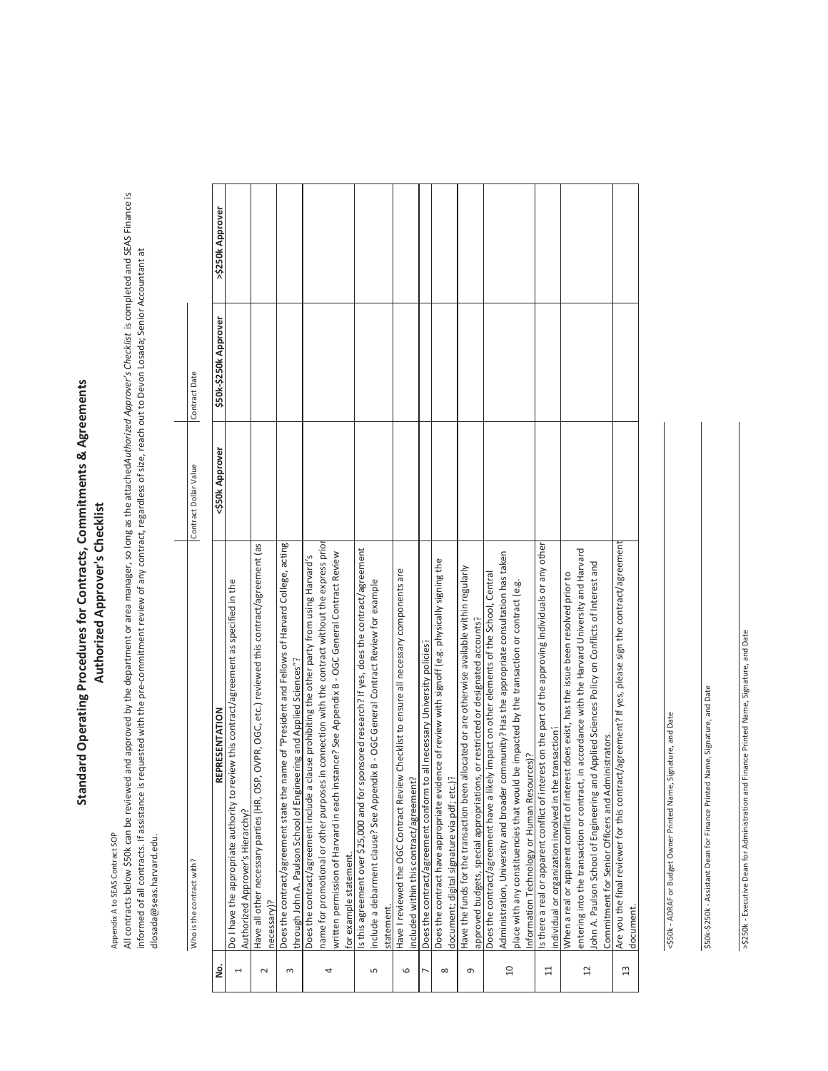# Standard Operating Procedures for Contracts, Commitments & Agreements

## Authorized Approver's Checklist

Appendix A to SEAS Contract SOP

All contracts below $50k can be reviewed and approved by the department or area manager, so long as the attached *Authorized Approver's Checklist* is completed and SEAS Finance is informed of all contracts. If assistance is requested with the pre-commitment review of any contract, regardless of size, reach out to Devon Losada; Senior Accountant at dlosada@seas.harvard.edu.

| Who is the contract with? | Contract Dollar Value | Contract Date |
|---|---|---|
| | | |

| No. | REPRESENTATION | <$50k Approver | $50k-$250k Approver | >$250k Approver |
|---|---|---|---|---|
| 1 | Do I have the appropriate authority to review this contract/agreement as specified in the Authorized Approver's Hierarchy? | | | |
| 2 | Have all other necessary parties (HR, OSP, OVPR, OGC, etc.) reviewed this contract/agreement (as necessary)? | | | |
| 3 | Does the contract/agreement state the name of "President and Fellows of Harvard College, acting through John A. Paulson School of Engineering and Applied Sciences"? | | | |
| 4 | Does the contract/agreement include a clause prohibiting the other party from using Harvard's name for promotional or other purposes in connection with the contract without the express prior written permission of Harvard in each instance? See Appendix B - OGC General Contract Review for example statement. | | | |
| 5 | Is this agreement over $25,000 and for sponsored research? If yes, does the contract/agreement include a debarment clause? See Appendix B - OGC General Contract Review for example statement. | | | |
| 6 | Have I reviewed the OGC Contract Review Checklist to ensure all necessary components are included within this contract/agreement? | | | |
| 7 | Does the contract/agreement conform to all necessary University policies? | | | |
| 8 | Does the contract have appropriate evidence of review with signoff (e.g. physically signing the document; digital signature via pdf; etc.)? | | | |
| 9 | Have the funds for the transaction been allocated or are otherwise available within regularly approved budgets, special appropriations, or restricted or designated accounts? | | | |
| 10 | Does the contract/agreement have a likely impact on other elements of the School, Central Administration, University and broader community? Has the appropriate consultation has taken place with any constituencies that would be impacted by the transaction or contract (e.g. Information Technology or Human Resources)? | | | |
| 11 | Is there a real or apparent conflict of interest on the part of the approving individuals or any other individual or organization involved in the transaction? | | | |
| 12 | When a real or apparent conflict of interest does exist, has the issue been resolved prior to entering into the transaction or contract, in accordance with the Harvard University and Harvard John A. Paulson School of Engineering and Applied Sciences Policy on Conflicts of Interest and Commitment for Senior Officers and Administrators. | | | |
| 13 | Are you the final reviewer for this contract/agreement? If yes, please sign the contract/agreement document. | | | |

<$50k - ADRAF or Budget Owner Printed Name, Signature, and Date

$50k-$250k - Assistant Dean for Finance Printed Name, Signature, and Date

>$250k - Executive Dean for Administration and Finance Printed Name, Signature, and Date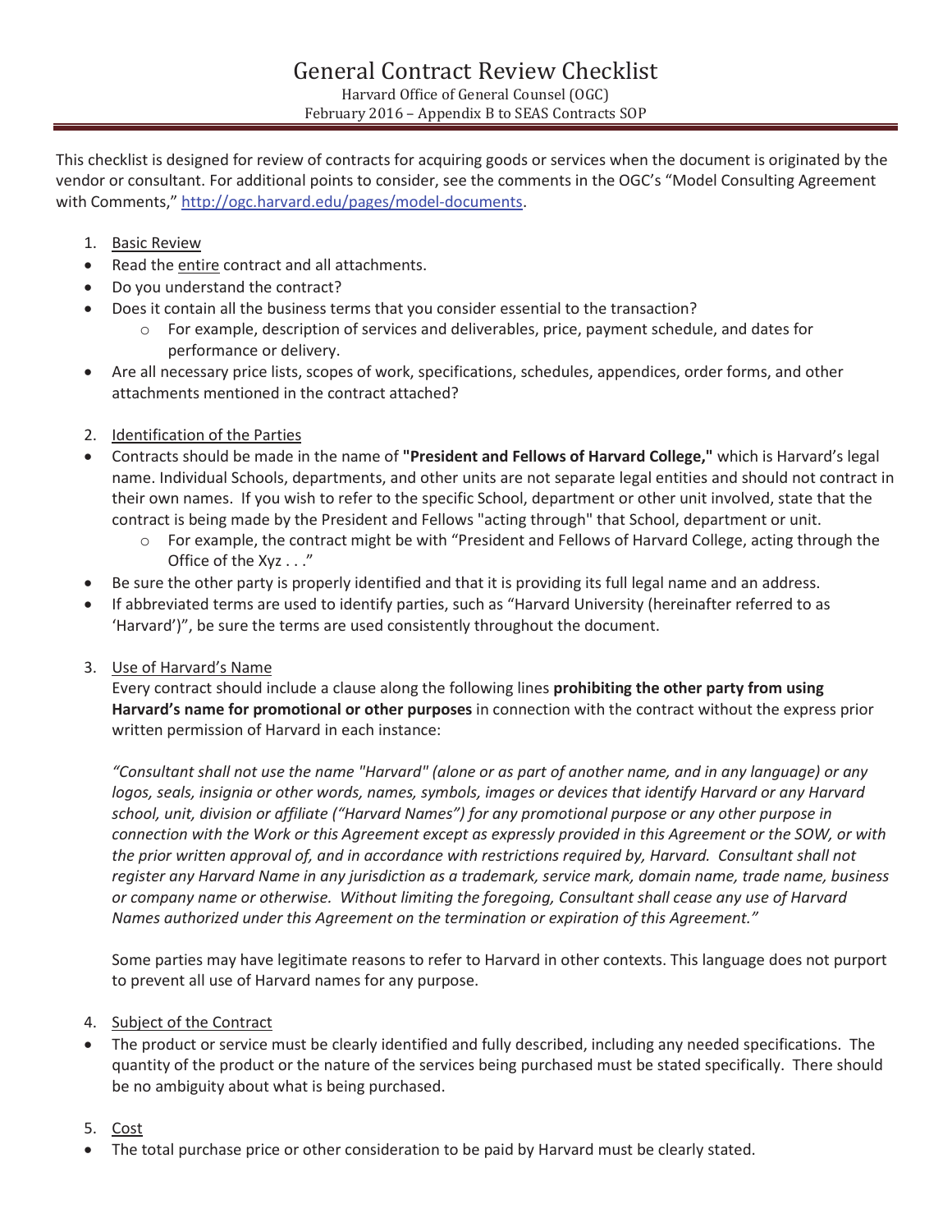# General Contract Review Checklist

Harvard Office of General Counsel (OGC)
February 2016 – Appendix B to SEAS Contracts SOP

This checklist is designed for review of contracts for acquiring goods or services when the document is originated by the vendor or consultant. For additional points to consider, see the comments in the OGC's "Model Consulting Agreement with Comments," http://ogc.harvard.edu/pages/model-documents.

1. <u>Basic Review</u>

- Read the <u>entire</u> contract and all attachments.
- Do you understand the contract?
- Does it contain all the business terms that you consider essential to the transaction?
  - For example, description of services and deliverables, price, payment schedule, and dates for performance or delivery.
- Are all necessary price lists, scopes of work, specifications, schedules, appendices, order forms, and other attachments mentioned in the contract attached?

2. <u>Identification of the Parties</u>

- Contracts should be made in the name of **"President and Fellows of Harvard College,"** which is Harvard's legal name. Individual Schools, departments, and other units are not separate legal entities and should not contract in their own names. If you wish to refer to the specific School, department or other unit involved, state that the contract is being made by the President and Fellows "acting through" that School, department or unit.
  - For example, the contract might be with "President and Fellows of Harvard College, acting through the Office of the Xyz . . ."
- Be sure the other party is properly identified and that it is providing its full legal name and an address.
- If abbreviated terms are used to identify parties, such as "Harvard University (hereinafter referred to as 'Harvard')", be sure the terms are used consistently throughout the document.

3. <u>Use of Harvard's Name</u>

Every contract should include a clause along the following lines **prohibiting the other party from using Harvard's name for promotional or other purposes** in connection with the contract without the express prior written permission of Harvard in each instance:

*"Consultant shall not use the name "Harvard" (alone or as part of another name, and in any language) or any logos, seals, insignia or other words, names, symbols, images or devices that identify Harvard or any Harvard school, unit, division or affiliate ("Harvard Names") for any promotional purpose or any other purpose in connection with the Work or this Agreement except as expressly provided in this Agreement or the SOW, or with the prior written approval of, and in accordance with restrictions required by, Harvard. Consultant shall not register any Harvard Name in any jurisdiction as a trademark, service mark, domain name, trade name, business or company name or otherwise. Without limiting the foregoing, Consultant shall cease any use of Harvard Names authorized under this Agreement on the termination or expiration of this Agreement."*

Some parties may have legitimate reasons to refer to Harvard in other contexts. This language does not purport to prevent all use of Harvard names for any purpose.

4. <u>Subject of the Contract</u>

- The product or service must be clearly identified and fully described, including any needed specifications. The quantity of the product or the nature of the services being purchased must be stated specifically. There should be no ambiguity about what is being purchased.

5. <u>Cost</u>

- The total purchase price or other consideration to be paid by Harvard must be clearly stated.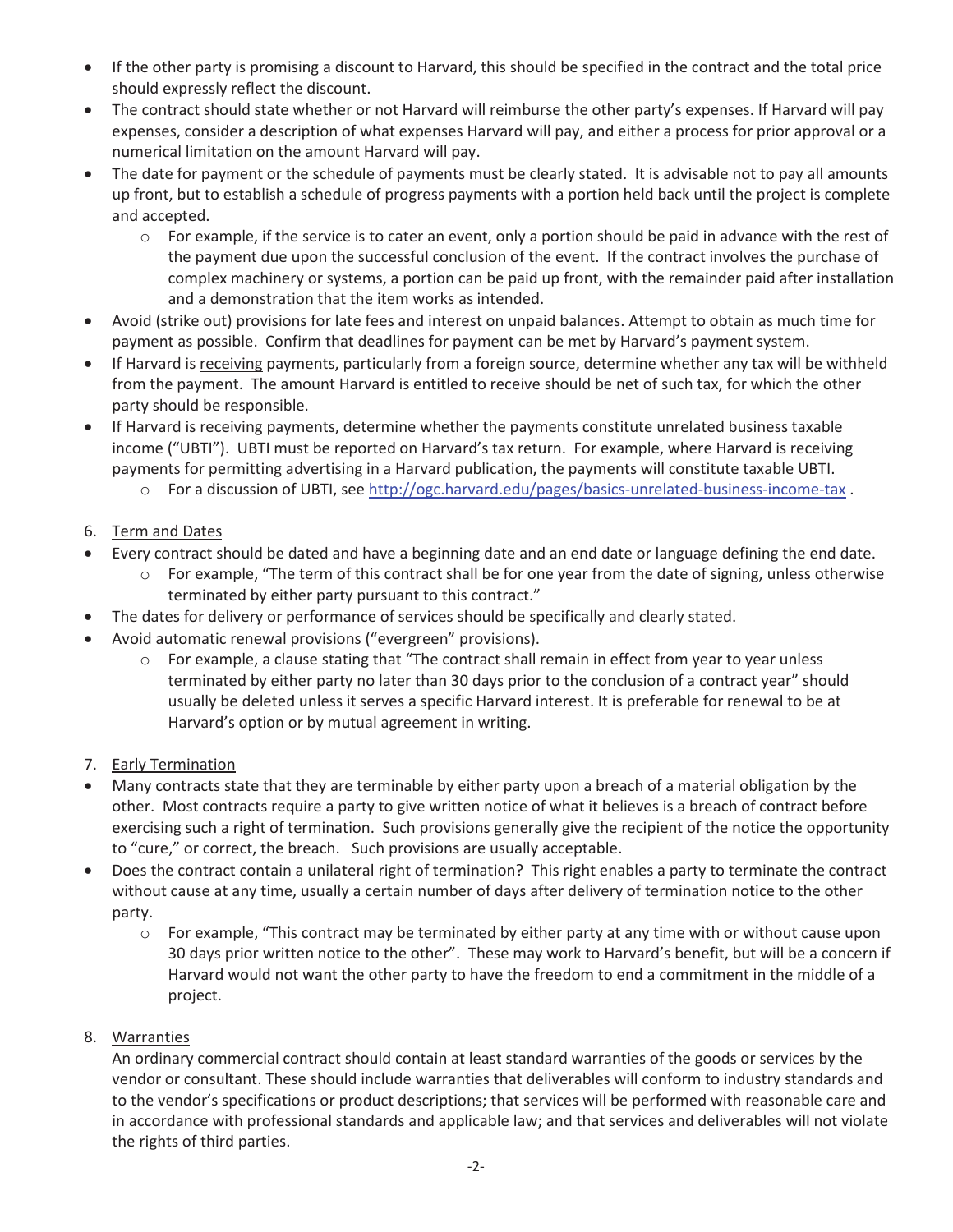- If the other party is promising a discount to Harvard, this should be specified in the contract and the total price should expressly reflect the discount.
- The contract should state whether or not Harvard will reimburse the other party's expenses. If Harvard will pay expenses, consider a description of what expenses Harvard will pay, and either a process for prior approval or a numerical limitation on the amount Harvard will pay.
- The date for payment or the schedule of payments must be clearly stated. It is advisable not to pay all amounts up front, but to establish a schedule of progress payments with a portion held back until the project is complete and accepted.
  - For example, if the service is to cater an event, only a portion should be paid in advance with the rest of the payment due upon the successful conclusion of the event. If the contract involves the purchase of complex machinery or systems, a portion can be paid up front, with the remainder paid after installation and a demonstration that the item works as intended.
- Avoid (strike out) provisions for late fees and interest on unpaid balances. Attempt to obtain as much time for payment as possible. Confirm that deadlines for payment can be met by Harvard's payment system.
- If Harvard is receiving payments, particularly from a foreign source, determine whether any tax will be withheld from the payment. The amount Harvard is entitled to receive should be net of such tax, for which the other party should be responsible.
- If Harvard is receiving payments, determine whether the payments constitute unrelated business taxable income ("UBTI"). UBTI must be reported on Harvard's tax return. For example, where Harvard is receiving payments for permitting advertising in a Harvard publication, the payments will constitute taxable UBTI.
  - For a discussion of UBTI, see http://ogc.harvard.edu/pages/basics-unrelated-business-income-tax .

6. Term and Dates

- Every contract should be dated and have a beginning date and an end date or language defining the end date.
  - For example, "The term of this contract shall be for one year from the date of signing, unless otherwise terminated by either party pursuant to this contract."
- The dates for delivery or performance of services should be specifically and clearly stated.
- Avoid automatic renewal provisions ("evergreen" provisions).
  - For example, a clause stating that "The contract shall remain in effect from year to year unless terminated by either party no later than 30 days prior to the conclusion of a contract year" should usually be deleted unless it serves a specific Harvard interest. It is preferable for renewal to be at Harvard's option or by mutual agreement in writing.

7. Early Termination

- Many contracts state that they are terminable by either party upon a breach of a material obligation by the other. Most contracts require a party to give written notice of what it believes is a breach of contract before exercising such a right of termination. Such provisions generally give the recipient of the notice the opportunity to "cure," or correct, the breach. Such provisions are usually acceptable.
- Does the contract contain a unilateral right of termination? This right enables a party to terminate the contract without cause at any time, usually a certain number of days after delivery of termination notice to the other party.
  - For example, "This contract may be terminated by either party at any time with or without cause upon 30 days prior written notice to the other". These may work to Harvard's benefit, but will be a concern if Harvard would not want the other party to have the freedom to end a commitment in the middle of a project.

8. Warranties

An ordinary commercial contract should contain at least standard warranties of the goods or services by the vendor or consultant. These should include warranties that deliverables will conform to industry standards and to the vendor's specifications or product descriptions; that services will be performed with reasonable care and in accordance with professional standards and applicable law; and that services and deliverables will not violate the rights of third parties.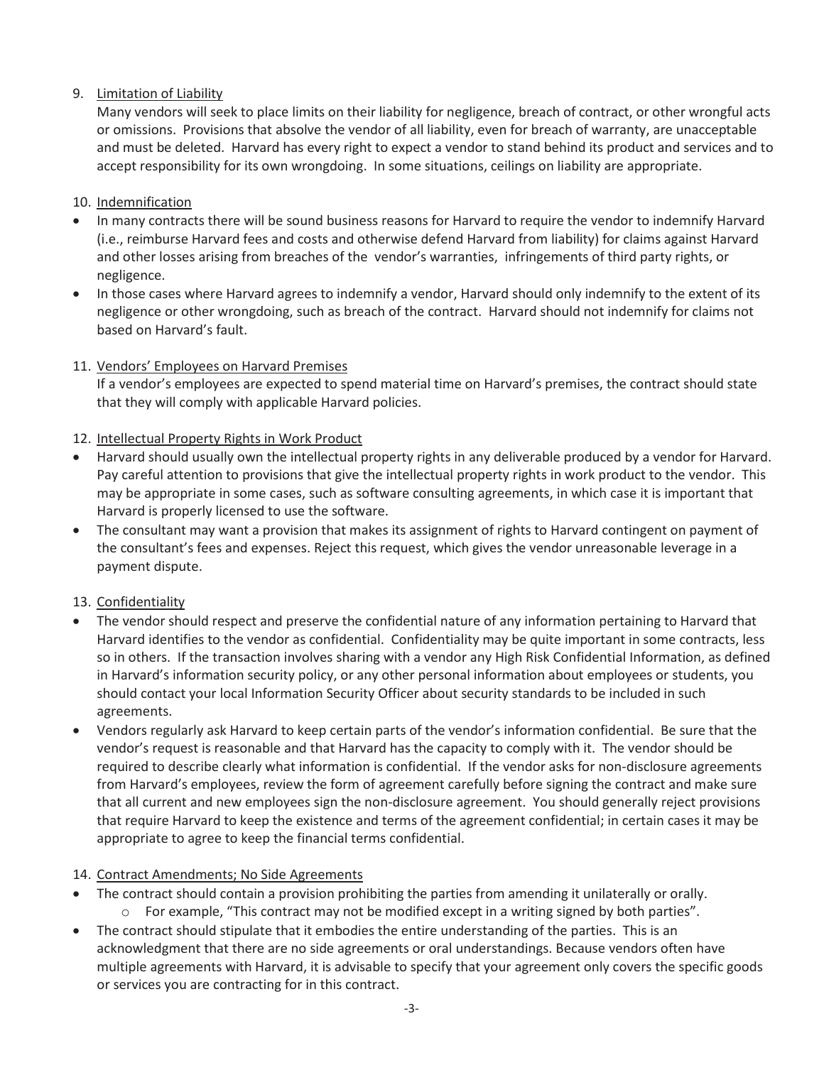9. Limitation of Liability

   Many vendors will seek to place limits on their liability for negligence, breach of contract, or other wrongful acts or omissions. Provisions that absolve the vendor of all liability, even for breach of warranty, are unacceptable and must be deleted. Harvard has every right to expect a vendor to stand behind its product and services and to accept responsibility for its own wrongdoing. In some situations, ceilings on liability are appropriate.

10. Indemnification

- In many contracts there will be sound business reasons for Harvard to require the vendor to indemnify Harvard (i.e., reimburse Harvard fees and costs and otherwise defend Harvard from liability) for claims against Harvard and other losses arising from breaches of the vendor's warranties, infringements of third party rights, or negligence.
- In those cases where Harvard agrees to indemnify a vendor, Harvard should only indemnify to the extent of its negligence or other wrongdoing, such as breach of the contract. Harvard should not indemnify for claims not based on Harvard's fault.

11. Vendors' Employees on Harvard Premises

    If a vendor's employees are expected to spend material time on Harvard's premises, the contract should state that they will comply with applicable Harvard policies.

12. Intellectual Property Rights in Work Product

- Harvard should usually own the intellectual property rights in any deliverable produced by a vendor for Harvard. Pay careful attention to provisions that give the intellectual property rights in work product to the vendor. This may be appropriate in some cases, such as software consulting agreements, in which case it is important that Harvard is properly licensed to use the software.
- The consultant may want a provision that makes its assignment of rights to Harvard contingent on payment of the consultant's fees and expenses. Reject this request, which gives the vendor unreasonable leverage in a payment dispute.

13. Confidentiality

- The vendor should respect and preserve the confidential nature of any information pertaining to Harvard that Harvard identifies to the vendor as confidential. Confidentiality may be quite important in some contracts, less so in others. If the transaction involves sharing with a vendor any High Risk Confidential Information, as defined in Harvard's information security policy, or any other personal information about employees or students, you should contact your local Information Security Officer about security standards to be included in such agreements.
- Vendors regularly ask Harvard to keep certain parts of the vendor's information confidential. Be sure that the vendor's request is reasonable and that Harvard has the capacity to comply with it. The vendor should be required to describe clearly what information is confidential. If the vendor asks for non-disclosure agreements from Harvard's employees, review the form of agreement carefully before signing the contract and make sure that all current and new employees sign the non-disclosure agreement. You should generally reject provisions that require Harvard to keep the existence and terms of the agreement confidential; in certain cases it may be appropriate to agree to keep the financial terms confidential.

14. Contract Amendments; No Side Agreements

- The contract should contain a provision prohibiting the parties from amending it unilaterally or orally.
  - For example, "This contract may not be modified except in a writing signed by both parties".
- The contract should stipulate that it embodies the entire understanding of the parties. This is an acknowledgment that there are no side agreements or oral understandings. Because vendors often have multiple agreements with Harvard, it is advisable to specify that your agreement only covers the specific goods or services you are contracting for in this contract.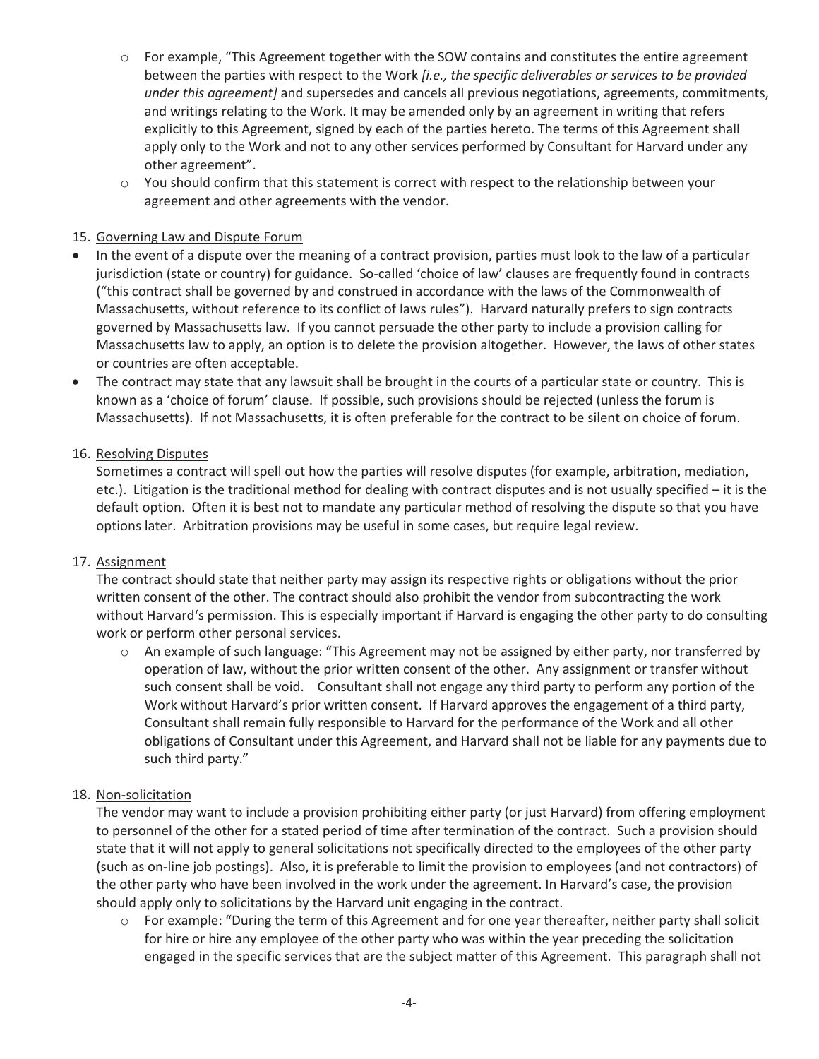- For example, "This Agreement together with the SOW contains and constitutes the entire agreement between the parties with respect to the Work *[i.e., the specific deliverables or services to be provided under this agreement]* and supersedes and cancels all previous negotiations, agreements, commitments, and writings relating to the Work. It may be amended only by an agreement in writing that refers explicitly to this Agreement, signed by each of the parties hereto. The terms of this Agreement shall apply only to the Work and not to any other services performed by Consultant for Harvard under any other agreement".
- You should confirm that this statement is correct with respect to the relationship between your agreement and other agreements with the vendor.

15. Governing Law and Dispute Forum

- In the event of a dispute over the meaning of a contract provision, parties must look to the law of a particular jurisdiction (state or country) for guidance. So-called 'choice of law' clauses are frequently found in contracts ("this contract shall be governed by and construed in accordance with the laws of the Commonwealth of Massachusetts, without reference to its conflict of laws rules"). Harvard naturally prefers to sign contracts governed by Massachusetts law. If you cannot persuade the other party to include a provision calling for Massachusetts law to apply, an option is to delete the provision altogether. However, the laws of other states or countries are often acceptable.
- The contract may state that any lawsuit shall be brought in the courts of a particular state or country. This is known as a 'choice of forum' clause. If possible, such provisions should be rejected (unless the forum is Massachusetts). If not Massachusetts, it is often preferable for the contract to be silent on choice of forum.

16. Resolving Disputes

Sometimes a contract will spell out how the parties will resolve disputes (for example, arbitration, mediation, etc.). Litigation is the traditional method for dealing with contract disputes and is not usually specified – it is the default option. Often it is best not to mandate any particular method of resolving the dispute so that you have options later. Arbitration provisions may be useful in some cases, but require legal review.

17. Assignment

The contract should state that neither party may assign its respective rights or obligations without the prior written consent of the other. The contract should also prohibit the vendor from subcontracting the work without Harvard's permission. This is especially important if Harvard is engaging the other party to do consulting work or perform other personal services.

- An example of such language: "This Agreement may not be assigned by either party, nor transferred by operation of law, without the prior written consent of the other. Any assignment or transfer without such consent shall be void. Consultant shall not engage any third party to perform any portion of the Work without Harvard's prior written consent. If Harvard approves the engagement of a third party, Consultant shall remain fully responsible to Harvard for the performance of the Work and all other obligations of Consultant under this Agreement, and Harvard shall not be liable for any payments due to such third party."

18. Non-solicitation

The vendor may want to include a provision prohibiting either party (or just Harvard) from offering employment to personnel of the other for a stated period of time after termination of the contract. Such a provision should state that it will not apply to general solicitations not specifically directed to the employees of the other party (such as on-line job postings). Also, it is preferable to limit the provision to employees (and not contractors) of the other party who have been involved in the work under the agreement. In Harvard's case, the provision should apply only to solicitations by the Harvard unit engaging in the contract.

- For example: "During the term of this Agreement and for one year thereafter, neither party shall solicit for hire or hire any employee of the other party who was within the year preceding the solicitation engaged in the specific services that are the subject matter of this Agreement. This paragraph shall not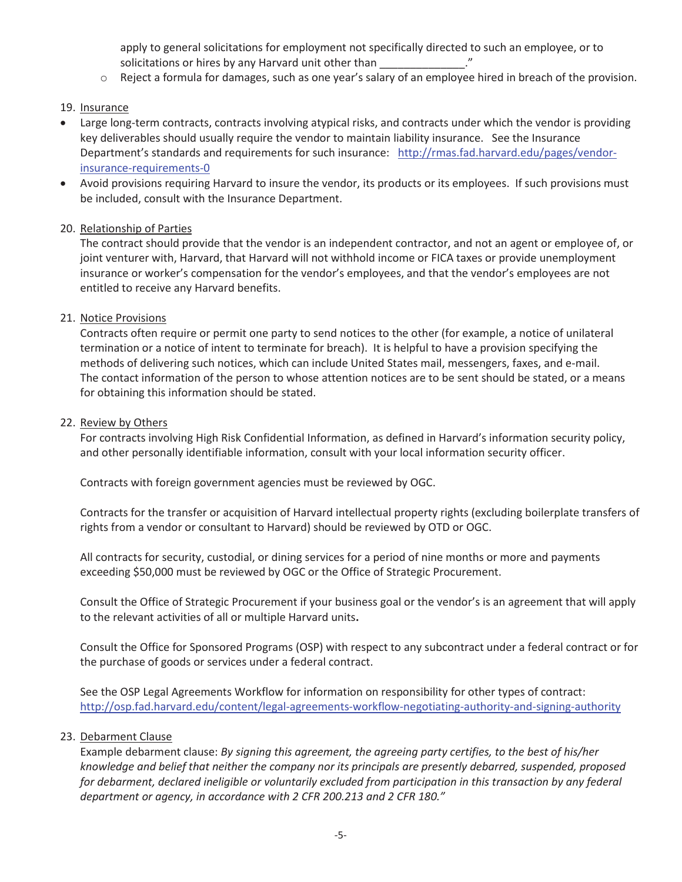apply to general solicitations for employment not specifically directed to such an employee, or to solicitations or hires by any Harvard unit other than ______________."

- Reject a formula for damages, such as one year's salary of an employee hired in breach of the provision.

19. Insurance

- Large long-term contracts, contracts involving atypical risks, and contracts under which the vendor is providing key deliverables should usually require the vendor to maintain liability insurance. See the Insurance Department's standards and requirements for such insurance: http://rmas.fad.harvard.edu/pages/vendor-insurance-requirements-0
- Avoid provisions requiring Harvard to insure the vendor, its products or its employees. If such provisions must be included, consult with the Insurance Department.

20. Relationship of Parties

The contract should provide that the vendor is an independent contractor, and not an agent or employee of, or joint venturer with, Harvard, that Harvard will not withhold income or FICA taxes or provide unemployment insurance or worker's compensation for the vendor's employees, and that the vendor's employees are not entitled to receive any Harvard benefits.

21. Notice Provisions

Contracts often require or permit one party to send notices to the other (for example, a notice of unilateral termination or a notice of intent to terminate for breach). It is helpful to have a provision specifying the methods of delivering such notices, which can include United States mail, messengers, faxes, and e-mail. The contact information of the person to whose attention notices are to be sent should be stated, or a means for obtaining this information should be stated.

22. Review by Others

For contracts involving High Risk Confidential Information, as defined in Harvard's information security policy, and other personally identifiable information, consult with your local information security officer.

Contracts with foreign government agencies must be reviewed by OGC.

Contracts for the transfer or acquisition of Harvard intellectual property rights (excluding boilerplate transfers of rights from a vendor or consultant to Harvard) should be reviewed by OTD or OGC.

All contracts for security, custodial, or dining services for a period of nine months or more and payments exceeding $50,000 must be reviewed by OGC or the Office of Strategic Procurement.

Consult the Office of Strategic Procurement if your business goal or the vendor's is an agreement that will apply to the relevant activities of all or multiple Harvard units.

Consult the Office for Sponsored Programs (OSP) with respect to any subcontract under a federal contract or for the purchase of goods or services under a federal contract.

See the OSP Legal Agreements Workflow for information on responsibility for other types of contract: http://osp.fad.harvard.edu/content/legal-agreements-workflow-negotiating-authority-and-signing-authority

23. Debarment Clause

Example debarment clause: *By signing this agreement, the agreeing party certifies, to the best of his/her knowledge and belief that neither the company nor its principals are presently debarred, suspended, proposed for debarment, declared ineligible or voluntarily excluded from participation in this transaction by any federal department or agency, in accordance with 2 CFR 200.213 and 2 CFR 180."*